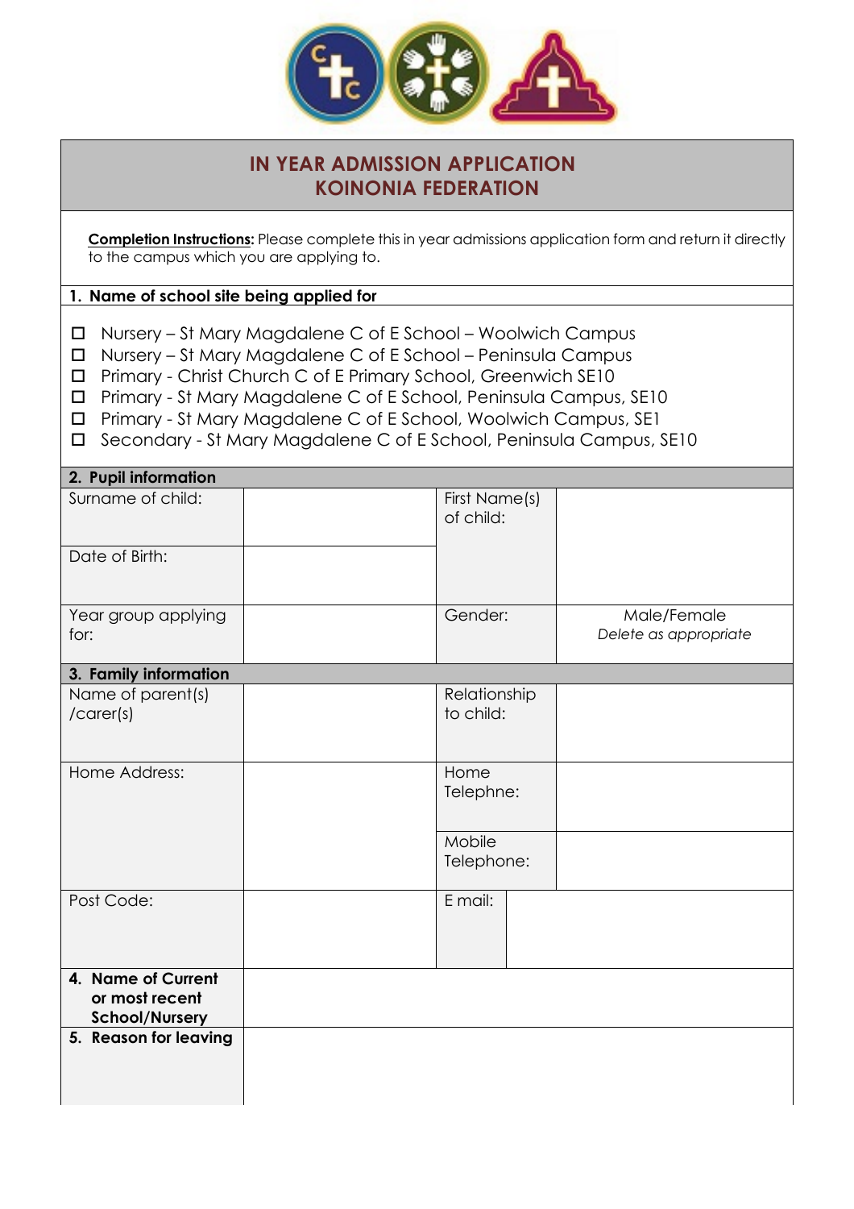# IN YEAR ADMISSION APPLICATION
# KOINONIA FEDERATION

**Completion Instructions:** Please complete this in year admissions application form and return it directly to the campus which you are applying to.

## 1. Name of school site being applied for

- ☐ Nursery – St Mary Magdalene C of E School – Woolwich Campus
- ☐ Nursery – St Mary Magdalene C of E School – Peninsula Campus
- ☐ Primary - Christ Church C of E Primary School, Greenwich SE10
- ☐ Primary - St Mary Magdalene C of E School, Peninsula Campus, SE10
- ☐ Primary - St Mary Magdalene C of E School, Woolwich Campus, SE1
- ☐ Secondary - St Mary Magdalene C of E School, Peninsula Campus, SE10

## 2. Pupil information

| | | | |
|---|---|---|---|
| Surname of child: | | First Name(s) of child: | |
| Date of Birth: | | | |
| Year group applying for: | | Gender: | Male/Female *Delete as appropriate* |

## 3. Family information

| | | | |
|---|---|---|---|
| Name of parent(s) /carer(s) | | Relationship to child: | |
| Home Address: | | Home Telephne: | |
| | | Mobile Telephone: | |
| Post Code: | | E mail: | |

| | |
|---|---|
| **4. Name of Current or most recent School/Nursery** | |
| **5. Reason for leaving** | |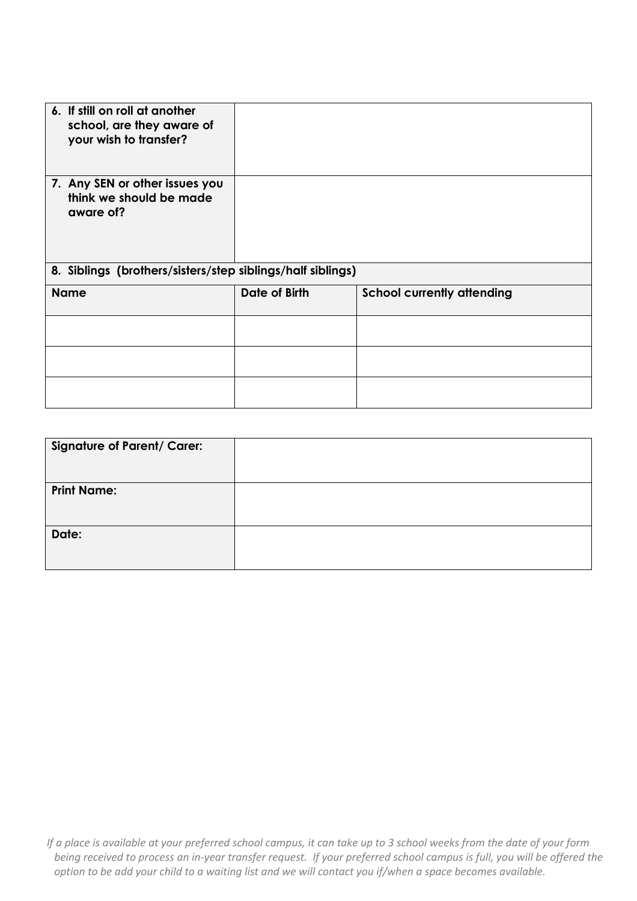| | |
|---|---|
| **6. If still on roll at another school, are they aware of your wish to transfer?** | |
| **7. Any SEN or other issues you think we should be made aware of?** | |

| **8. Siblings (brothers/sisters/step siblings/half siblings)** | | |
|---|---|---|
| **Name** | **Date of Birth** | **School currently attending** |
| | | |
| | | |
| | | |

| | |
|---|---|
| **Signature of Parent/ Carer:** | |
| **Print Name:** | |
| **Date:** | |

*If a place is available at your preferred school campus, it can take up to 3 school weeks from the date of your form being received to process an in-year transfer request. If your preferred school campus is full, you will be offered the option to be add your child to a waiting list and we will contact you if/when a space becomes available.*